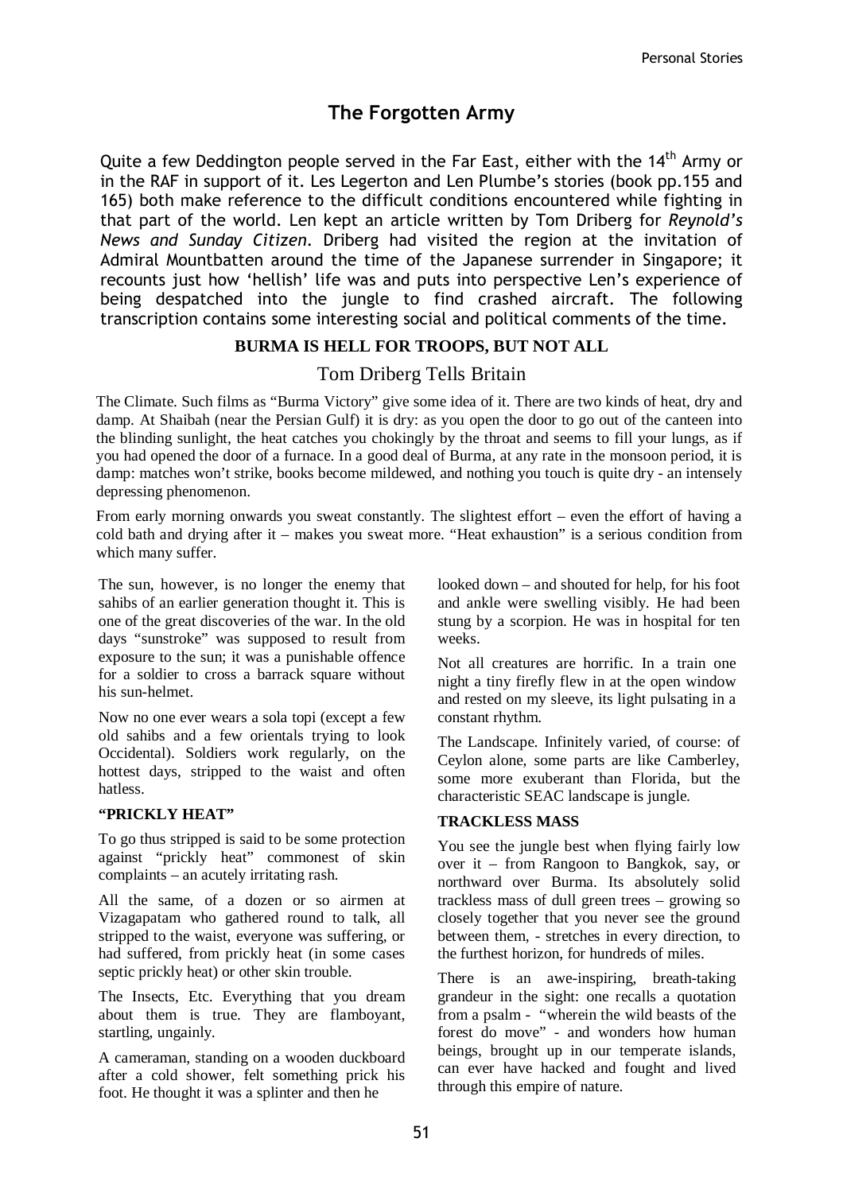# The Forgotten Army

Quite a few Deddington people served in the Far East, either with the 14th Army or in the RAF in support of it. Les Legerton and Len Plumbe's stories (book pp.155 and 165) both make reference to the difficult conditions encountered while fighting in that part of the world. Len kept an article written by Tom Driberg for *Reynold's News and Sunday Citizen*. Driberg had visited the region at the invitation of Admiral Mountbatten around the time of the Japanese surrender in Singapore; it recounts just how 'hellish' life was and puts into perspective Len's experience of being despatched into the jungle to find crashed aircraft. The following transcription contains some interesting social and political comments of the time.

## BURMA IS HELL FOR TROOPS, BUT NOT ALL

### Tom Driberg Tells Britain

The Climate. Such films as "Burma Victory" give some idea of it. There are two kinds of heat, dry and damp. At Shaibah (near the Persian Gulf) it is dry: as you open the door to go out of the canteen into the blinding sunlight, the heat catches you chokingly by the throat and seems to fill your lungs, as if you had opened the door of a furnace. In a good deal of Burma, at any rate in the monsoon period, it is damp: matches won't strike, books become mildewed, and nothing you touch is quite dry - an intensely depressing phenomenon.

From early morning onwards you sweat constantly. The slightest effort – even the effort of having a cold bath and drying after it – makes you sweat more. "Heat exhaustion" is a serious condition from which many suffer.

The sun, however, is no longer the enemy that sahibs of an earlier generation thought it. This is one of the great discoveries of the war. In the old days "sunstroke" was supposed to result from exposure to the sun; it was a punishable offence for a soldier to cross a barrack square without his sun-helmet.

Now no one ever wears a sola topi (except a few old sahibs and a few orientals trying to look Occidental). Soldiers work regularly, on the hottest days, stripped to the waist and often hatless.

**"PRICKLY HEAT"**

To go thus stripped is said to be some protection against "prickly heat" commonest of skin complaints – an acutely irritating rash.

All the same, of a dozen or so airmen at Vizagapatam who gathered round to talk, all stripped to the waist, everyone was suffering, or had suffered, from prickly heat (in some cases septic prickly heat) or other skin trouble.

The Insects, Etc. Everything that you dream about them is true. They are flamboyant, startling, ungainly.

A cameraman, standing on a wooden duckboard after a cold shower, felt something prick his foot. He thought it was a splinter and then he looked down – and shouted for help, for his foot and ankle were swelling visibly. He had been stung by a scorpion. He was in hospital for ten weeks.

Not all creatures are horrific. In a train one night a tiny firefly flew in at the open window and rested on my sleeve, its light pulsating in a constant rhythm.

The Landscape. Infinitely varied, of course: of Ceylon alone, some parts are like Camberley, some more exuberant than Florida, but the characteristic SEAC landscape is jungle.

**TRACKLESS MASS**

You see the jungle best when flying fairly low over it – from Rangoon to Bangkok, say, or northward over Burma. Its absolutely solid trackless mass of dull green trees – growing so closely together that you never see the ground between them, - stretches in every direction, to the furthest horizon, for hundreds of miles.

There is an awe-inspiring, breath-taking grandeur in the sight: one recalls a quotation from a psalm - "wherein the wild beasts of the forest do move" - and wonders how human beings, brought up in our temperate islands, can ever have hacked and fought and lived through this empire of nature.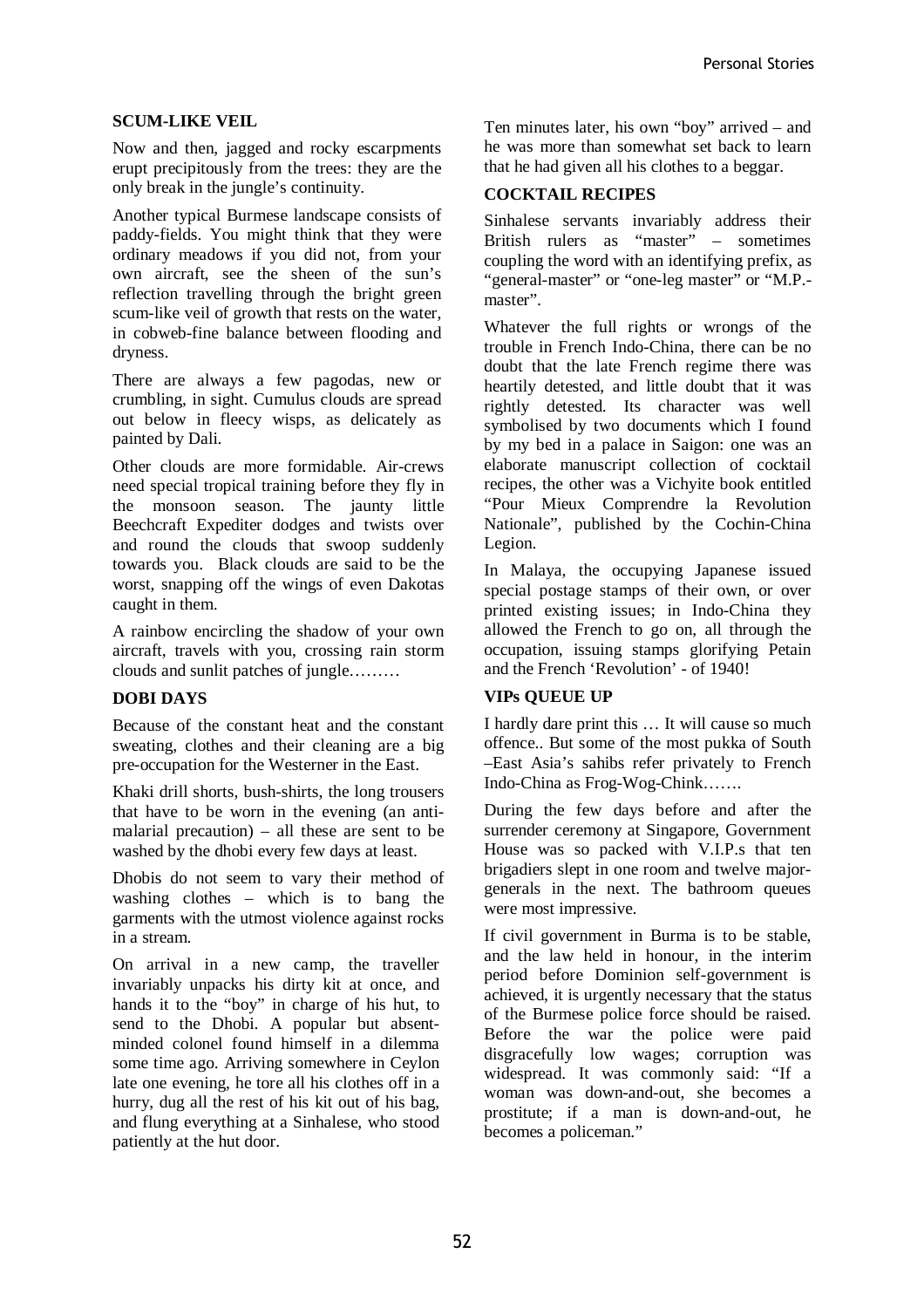### SCUM-LIKE VEIL

Now and then, jagged and rocky escarpments erupt precipitously from the trees: they are the only break in the jungle's continuity.

Another typical Burmese landscape consists of paddy-fields. You might think that they were ordinary meadows if you did not, from your own aircraft, see the sheen of the sun's reflection travelling through the bright green scum-like veil of growth that rests on the water, in cobweb-fine balance between flooding and dryness.

There are always a few pagodas, new or crumbling, in sight. Cumulus clouds are spread out below in fleecy wisps, as delicately as painted by Dali.

Other clouds are more formidable. Air-crews need special tropical training before they fly in the monsoon season. The jaunty little Beechcraft Expediter dodges and twists over and round the clouds that swoop suddenly towards you. Black clouds are said to be the worst, snapping off the wings of even Dakotas caught in them.

A rainbow encircling the shadow of your own aircraft, travels with you, crossing rain storm clouds and sunlit patches of jungle………

### DOBI DAYS

Because of the constant heat and the constant sweating, clothes and their cleaning are a big pre-occupation for the Westerner in the East.

Khaki drill shorts, bush-shirts, the long trousers that have to be worn in the evening (an anti-malarial precaution) – all these are sent to be washed by the dhobi every few days at least.

Dhobis do not seem to vary their method of washing clothes – which is to bang the garments with the utmost violence against rocks in a stream.

On arrival in a new camp, the traveller invariably unpacks his dirty kit at once, and hands it to the "boy" in charge of his hut, to send to the Dhobi. A popular but absent-minded colonel found himself in a dilemma some time ago. Arriving somewhere in Ceylon late one evening, he tore all his clothes off in a hurry, dug all the rest of his kit out of his bag, and flung everything at a Sinhalese, who stood patiently at the hut door.

Ten minutes later, his own "boy" arrived – and he was more than somewhat set back to learn that he had given all his clothes to a beggar.

### COCKTAIL RECIPES

Sinhalese servants invariably address their British rulers as "master" – sometimes coupling the word with an identifying prefix, as "general-master" or "one-leg master" or "M.P.-master".

Whatever the full rights or wrongs of the trouble in French Indo-China, there can be no doubt that the late French regime there was heartily detested, and little doubt that it was rightly detested. Its character was well symbolised by two documents which I found by my bed in a palace in Saigon: one was an elaborate manuscript collection of cocktail recipes, the other was a Vichyite book entitled "Pour Mieux Comprendre la Revolution Nationale", published by the Cochin-China Legion.

In Malaya, the occupying Japanese issued special postage stamps of their own, or over printed existing issues; in Indo-China they allowed the French to go on, all through the occupation, issuing stamps glorifying Petain and the French 'Revolution' - of 1940!

### VIPs QUEUE UP

I hardly dare print this … It will cause so much offence.. But some of the most pukka of South –East Asia's sahibs refer privately to French Indo-China as Frog-Wog-Chink…….

During the few days before and after the surrender ceremony at Singapore, Government House was so packed with V.I.P.s that ten brigadiers slept in one room and twelve major-generals in the next. The bathroom queues were most impressive.

If civil government in Burma is to be stable, and the law held in honour, in the interim period before Dominion self-government is achieved, it is urgently necessary that the status of the Burmese police force should be raised. Before the war the police were paid disgracefully low wages; corruption was widespread. It was commonly said: "If a woman was down-and-out, she becomes a prostitute; if a man is down-and-out, he becomes a policeman."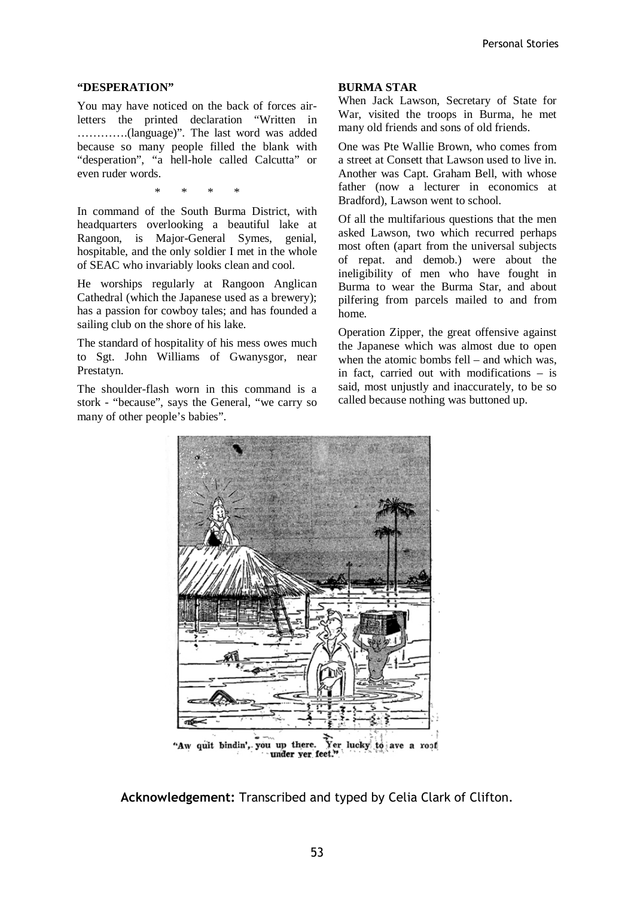### "DESPERATION"

You may have noticed on the back of forces air-letters the printed declaration "Written in ………….(language)". The last word was added because so many people filled the blank with "desperation", "a hell-hole called Calcutta" or even ruder words.

\* \* \* \*

In command of the South Burma District, with headquarters overlooking a beautiful lake at Rangoon, is Major-General Symes, genial, hospitable, and the only soldier I met in the whole of SEAC who invariably looks clean and cool.

He worships regularly at Rangoon Anglican Cathedral (which the Japanese used as a brewery); has a passion for cowboy tales; and has founded a sailing club on the shore of his lake.

The standard of hospitality of his mess owes much to Sgt. John Williams of Gwanysgor, near Prestatyn.

The shoulder-flash worn in this command is a stork - "because", says the General, "we carry so many of other people's babies".

### BURMA STAR

When Jack Lawson, Secretary of State for War, visited the troops in Burma, he met many old friends and sons of old friends.

One was Pte Wallie Brown, who comes from a street at Consett that Lawson used to live in. Another was Capt. Graham Bell, with whose father (now a lecturer in economics at Bradford), Lawson went to school.

Of all the multifarious questions that the men asked Lawson, two which recurred perhaps most often (apart from the universal subjects of repat. and demob.) were about the ineligibility of men who have fought in Burma to wear the Burma Star, and about pilfering from parcels mailed to and from home.

Operation Zipper, the great offensive against the Japanese which was almost due to open when the atomic bombs fell – and which was, in fact, carried out with modifications – is said, most unjustly and inaccurately, to be so called because nothing was buttoned up.

"Aw quit bindin', you up there. Yer lucky to ave a roof under yer feet."

**Acknowledgement:** Transcribed and typed by Celia Clark of Clifton.